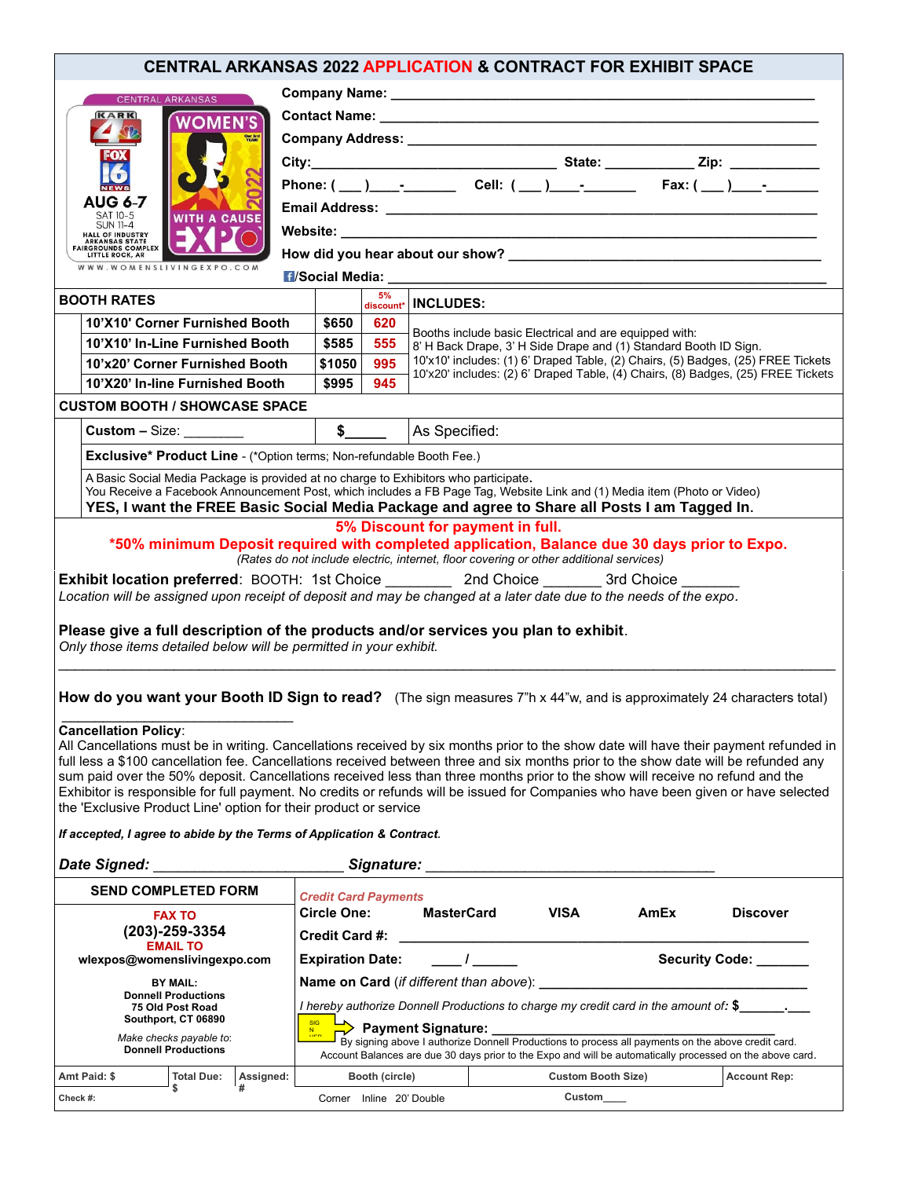# CENTRAL ARKANSAS 2022 APPLICATION & CONTRACT FOR EXHIBIT SPACE

CENTRAL ARKANSAS
KARK 4
FOX 16 NEWS
WOMEN'S WITH A CAUSE EXPO 2022
AUG 6-7
SAT 10-5
SUN 11-4
HALL OF INDUSTRY ARKANSAS STATE FAIRGROUNDS COMPLEX LITTLE ROCK, AR
WWW.WOMENSLIVINGEXPO.COM

**Company Name:** ______________________________

**Contact Name:** ______________________________

**Company Address:** ______________________________

**City:** ____________ **State:** ________ **Zip:** ________

**Phone:** ( ___ )____-_______ **Cell:** ( ___ )____-_______ **Fax:** ( ___ )____-_______

**Email Address:** ______________________________

**Website:** ______________________________

**How did you hear about our show?** ______________________________

**/Social Media:** ______________________________

| BOOTH RATES | | 5% discount* | INCLUDES: |
|---|---|---|---|
| 10'X10' Corner Furnished Booth | $650 | 620 | Booths include basic Electrical and are equipped with: 8' H Back Drape, 3' H Side Drape and (1) Standard Booth ID Sign. 10'x10' includes: (1) 6' Draped Table, (2) Chairs, (5) Badges, (25) FREE Tickets 10'x20' includes: (2) 6' Draped Table, (4) Chairs, (8) Badges, (25) FREE Tickets |
| 10'X10' In-Line Furnished Booth | $585 | 555 | |
| 10'x20' Corner Furnished Booth | $1050 | 995 | |
| 10'X20' In-line Furnished Booth | $995 | 945 | |

**CUSTOM BOOTH / SHOWCASE SPACE**

| | | |
|---|---|---|
| **Custom** – Size: ________ | $_____ | As Specified: |

**Exclusive* Product Line** - (*Option terms; Non-refundable Booth Fee.)

A Basic Social Media Package is provided at no charge to Exhibitors who participate.
You Receive a Facebook Announcement Post, which includes a FB Page Tag, Website Link and (1) Media item (Photo or Video)
**YES, I want the FREE Basic Social Media Package and agree to Share all Posts I am Tagged In.**

**5% Discount for payment in full.**
***50% minimum Deposit required with completed application, Balance due 30 days prior to Expo.**
*(Rates do not include electric, internet, floor covering or other additional services)*

**Exhibit location preferred**: BOOTH: 1st Choice ________ 2nd Choice _______ 3rd Choice _______
*Location will be assigned upon receipt of deposit and may be changed at a later date due to the needs of the expo.*

**Please give a full description of the products and/or services you plan to exhibit.**
*Only those items detailed below will be permitted in your exhibit.*

______________________________

**How do you want your Booth ID Sign to read?** (The sign measures 7"h x 44"w, and is approximately 24 characters total)

______________________________

**Cancellation Policy**:
All Cancellations must be in writing. Cancellations received by six months prior to the show date will have their payment refunded in full less a $100 cancellation fee. Cancellations received between three and six months prior to the show date will be refunded any sum paid over the 50% deposit. Cancellations received less than three months prior to the show will receive no refund and the Exhibitor is responsible for full payment. No credits or refunds will be issued for Companies who have been given or have selected the 'Exclusive Product Line' option for their product or service

***If accepted, I agree to abide by the Terms of Application & Contract.***

***Date Signed:*** ______________________ ***Signature:*** ______________________________

**SEND COMPLETED FORM**

**FAX TO**
**(203)-259-3354**
**EMAIL TO**
**wlexpos@womenslivingexpo.com**

**BY MAIL:**
**Donnell Productions**
**75 Old Post Road**
**Southport, CT 06890**

*Make checks payable to:*
**Donnell Productions**

***Credit Card Payments***

**Circle One:** **MasterCard** **VISA** **AmEx** **Discover**

**Credit Card #:** ______________________________

**Expiration Date:** ____ / ______ **Security Code:** _______

**Name on Card** (*if different than above*): ______________________________

*I hereby authorize Donnell Productions to charge my credit card in the amount of:* **$**______.___

SIGN HERE → **Payment Signature:** ______________________________
By signing above I authorize Donnell Productions to process all payments on the above credit card.
Account Balances are due 30 days prior to the Expo and will be automatically processed on the above card.

| Amt Paid: $ | Total Due: $ | Assigned: # | Booth (circle) | Custom Booth Size) | Account Rep: |
|---|---|---|---|---|---|
| Check #: | | | Corner Inline 20' Double | Custom____ | |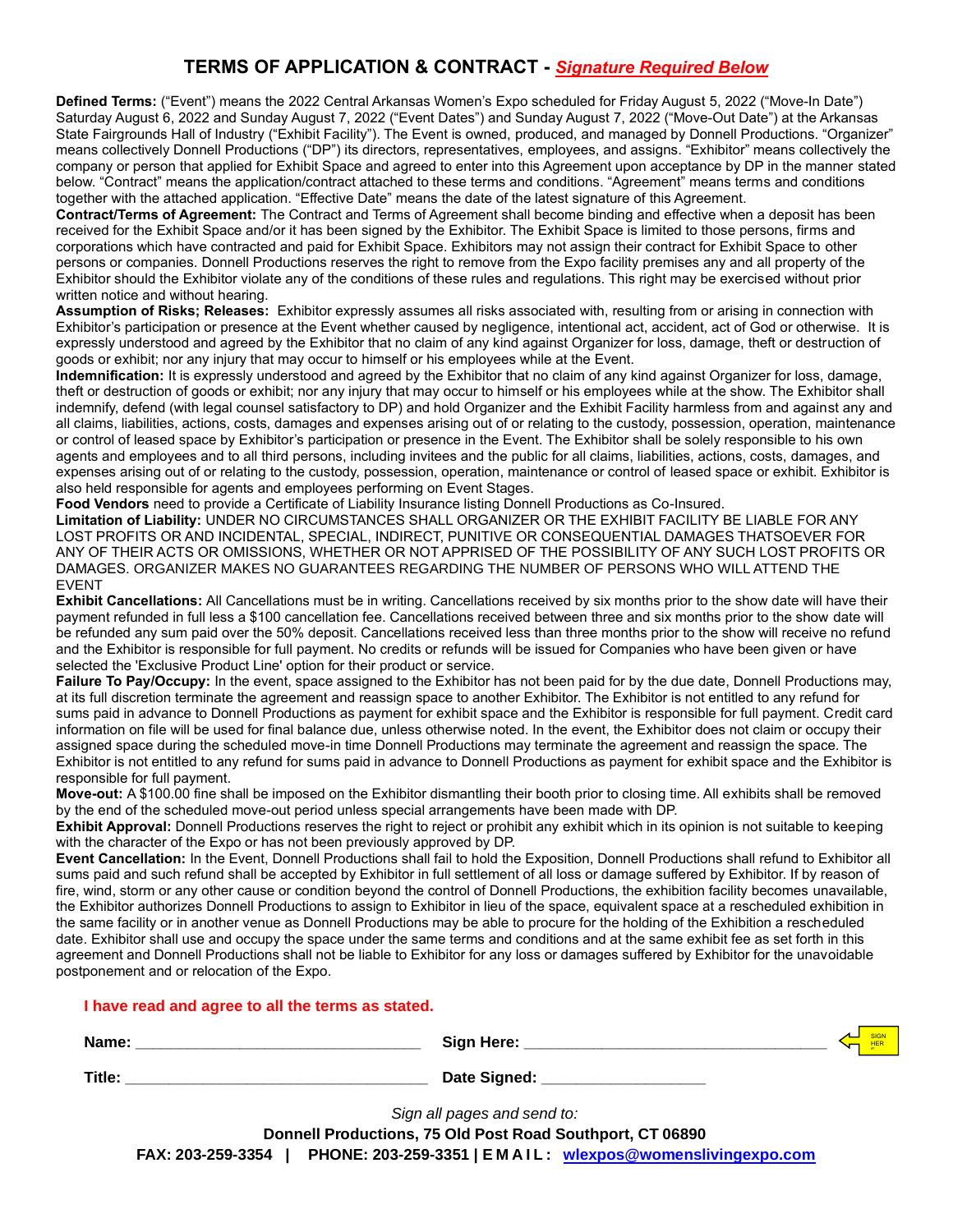## TERMS OF APPLICATION & CONTRACT - *Signature Required Below*

**Defined Terms:** ("Event") means the 2022 Central Arkansas Women's Expo scheduled for Friday August 5, 2022 ("Move-In Date") Saturday August 6, 2022 and Sunday August 7, 2022 ("Event Dates") and Sunday August 7, 2022 ("Move-Out Date") at the Arkansas State Fairgrounds Hall of Industry ("Exhibit Facility"). The Event is owned, produced, and managed by Donnell Productions. "Organizer" means collectively Donnell Productions ("DP") its directors, representatives, employees, and assigns. "Exhibitor" means collectively the company or person that applied for Exhibit Space and agreed to enter into this Agreement upon acceptance by DP in the manner stated below. "Contract" means the application/contract attached to these terms and conditions. "Agreement" means terms and conditions together with the attached application. "Effective Date" means the date of the latest signature of this Agreement.

**Contract/Terms of Agreement:** The Contract and Terms of Agreement shall become binding and effective when a deposit has been received for the Exhibit Space and/or it has been signed by the Exhibitor. The Exhibit Space is limited to those persons, firms and corporations which have contracted and paid for Exhibit Space. Exhibitors may not assign their contract for Exhibit Space to other persons or companies. Donnell Productions reserves the right to remove from the Expo facility premises any and all property of the Exhibitor should the Exhibitor violate any of the conditions of these rules and regulations. This right may be exercised without prior written notice and without hearing.

**Assumption of Risks; Releases:** Exhibitor expressly assumes all risks associated with, resulting from or arising in connection with Exhibitor's participation or presence at the Event whether caused by negligence, intentional act, accident, act of God or otherwise. It is expressly understood and agreed by the Exhibitor that no claim of any kind against Organizer for loss, damage, theft or destruction of goods or exhibit; nor any injury that may occur to himself or his employees while at the Event.

**Indemnification:** It is expressly understood and agreed by the Exhibitor that no claim of any kind against Organizer for loss, damage, theft or destruction of goods or exhibit; nor any injury that may occur to himself or his employees while at the show. The Exhibitor shall indemnify, defend (with legal counsel satisfactory to DP) and hold Organizer and the Exhibit Facility harmless from and against any and all claims, liabilities, actions, costs, damages and expenses arising out of or relating to the custody, possession, operation, maintenance or control of leased space by Exhibitor's participation or presence in the Event. The Exhibitor shall be solely responsible to his own agents and employees and to all third persons, including invitees and the public for all claims, liabilities, actions, costs, damages, and expenses arising out of or relating to the custody, possession, operation, maintenance or control of leased space or exhibit. Exhibitor is also held responsible for agents and employees performing on Event Stages.

**Food Vendors** need to provide a Certificate of Liability Insurance listing Donnell Productions as Co-Insured.

**Limitation of Liability:** UNDER NO CIRCUMSTANCES SHALL ORGANIZER OR THE EXHIBIT FACILITY BE LIABLE FOR ANY LOST PROFITS OR AND INCIDENTAL, SPECIAL, INDIRECT, PUNITIVE OR CONSEQUENTIAL DAMAGES THATSOEVER FOR ANY OF THEIR ACTS OR OMISSIONS, WHETHER OR NOT APPRISED OF THE POSSIBILITY OF ANY SUCH LOST PROFITS OR DAMAGES. ORGANIZER MAKES NO GUARANTEES REGARDING THE NUMBER OF PERSONS WHO WILL ATTEND THE EVENT

**Exhibit Cancellations:** All Cancellations must be in writing. Cancellations received by six months prior to the show date will have their payment refunded in full less a $100 cancellation fee. Cancellations received between three and six months prior to the show date will be refunded any sum paid over the 50% deposit. Cancellations received less than three months prior to the show will receive no refund and the Exhibitor is responsible for full payment. No credits or refunds will be issued for Companies who have been given or have selected the 'Exclusive Product Line' option for their product or service.

**Failure To Pay/Occupy:** In the event, space assigned to the Exhibitor has not been paid for by the due date, Donnell Productions may, at its full discretion terminate the agreement and reassign space to another Exhibitor. The Exhibitor is not entitled to any refund for sums paid in advance to Donnell Productions as payment for exhibit space and the Exhibitor is responsible for full payment. Credit card information on file will be used for final balance due, unless otherwise noted. In the event, the Exhibitor does not claim or occupy their assigned space during the scheduled move-in time Donnell Productions may terminate the agreement and reassign the space. The Exhibitor is not entitled to any refund for sums paid in advance to Donnell Productions as payment for exhibit space and the Exhibitor is responsible for full payment.

**Move-out:** A $100.00 fine shall be imposed on the Exhibitor dismantling their booth prior to closing time. All exhibits shall be removed by the end of the scheduled move-out period unless special arrangements have been made with DP.

**Exhibit Approval:** Donnell Productions reserves the right to reject or prohibit any exhibit which in its opinion is not suitable to keeping with the character of the Expo or has not been previously approved by DP.

**Event Cancellation:** In the Event, Donnell Productions shall fail to hold the Exposition, Donnell Productions shall refund to Exhibitor all sums paid and such refund shall be accepted by Exhibitor in full settlement of all loss or damage suffered by Exhibitor. If by reason of fire, wind, storm or any other cause or condition beyond the control of Donnell Productions, the exhibition facility becomes unavailable, the Exhibitor authorizes Donnell Productions to assign to Exhibitor in lieu of the space, equivalent space at a rescheduled exhibition in the same facility or in another venue as Donnell Productions may be able to procure for the holding of the Exhibition a rescheduled date. Exhibitor shall use and occupy the space under the same terms and conditions and at the same exhibit fee as set forth in this agreement and Donnell Productions shall not be liable to Exhibitor for any loss or damages suffered by Exhibitor for the unavoidable postponement and or relocation of the Expo.

**I have read and agree to all the terms as stated.**

**Name:** ______________________________ **Sign Here:** ______________________________ SIGN HERE

**Title:** ______________________________ **Date Signed:** ________________

*Sign all pages and send to:*

**Donnell Productions, 75 Old Post Road Southport, CT 06890**

**FAX: 203-259-3354 | PHONE: 203-259-3351 | E M A I L : wlexpos@womenslivingexpo.com**